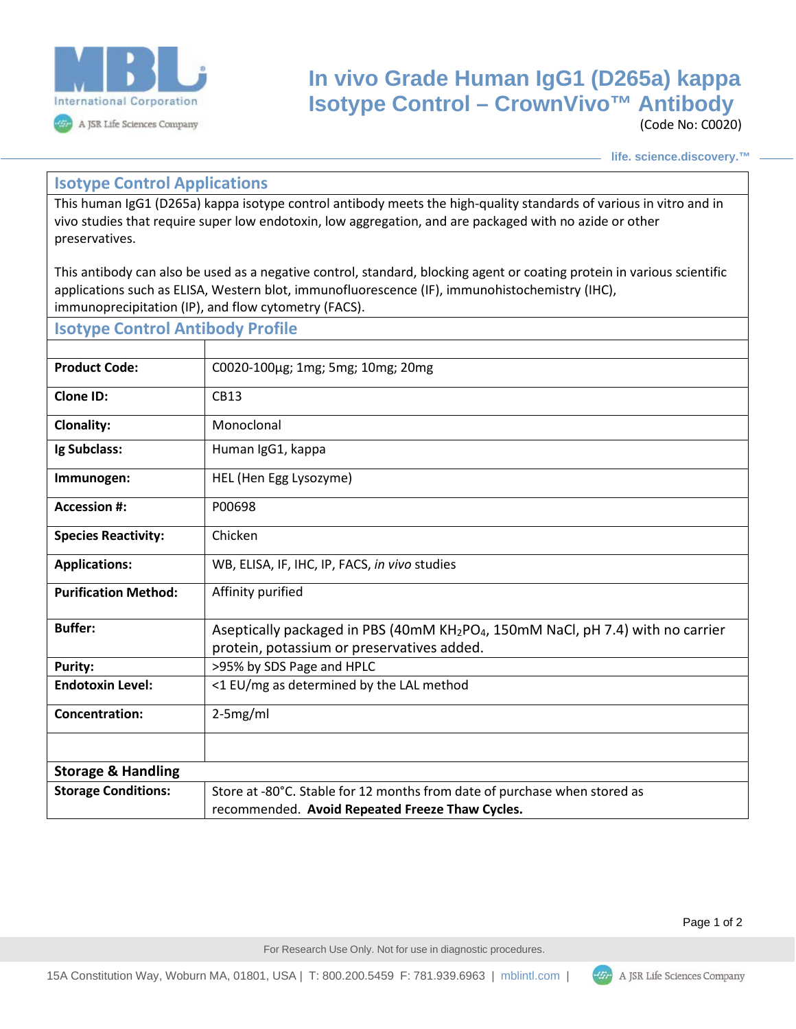# In vivo Grade Human IgG1 (D265a) kappa Isotype Control – CrownVivo™ Antibody

(Code No: C0020)

life. science.discovery.™

## Isotype Control Applications

This human IgG1 (D265a) kappa isotype control antibody meets the high-quality standards of various in vitro and in vivo studies that require super low endotoxin, low aggregation, and are packaged with no azide or other preservatives.

This antibody can also be used as a negative control, standard, blocking agent or coating protein in various scientific applications such as ELISA, Western blot, immunofluorescence (IF), immunohistochemistry (IHC), immunoprecipitation (IP), and flow cytometry (FACS).

## Isotype Control Antibody Profile

| | |
|---|---|
| **Product Code:** | C0020-100µg; 1mg; 5mg; 10mg; 20mg |
| **Clone ID:** | CB13 |
| **Clonality:** | Monoclonal |
| **Ig Subclass:** | Human IgG1, kappa |
| **Immunogen:** | HEL (Hen Egg Lysozyme) |
| **Accession #:** | P00698 |
| **Species Reactivity:** | Chicken |
| **Applications:** | WB, ELISA, IF, IHC, IP, FACS, *in vivo* studies |
| **Purification Method:** | Affinity purified |
| **Buffer:** | Aseptically packaged in PBS (40mM $KH_2PO_4$, 150mM NaCl, pH 7.4) with no carrier protein, potassium or preservatives added. |
| **Purity:** | >95% by SDS Page and HPLC |
| **Endotoxin Level:** | <1 EU/mg as determined by the LAL method |
| **Concentration:** | 2-5mg/ml |
| | |

## Storage & Handling

| | |
|---|---|
| **Storage Conditions:** | Store at -80°C. Stable for 12 months from date of purchase when stored as recommended. **Avoid Repeated Freeze Thaw Cycles.** |

For Research Use Only. Not for use in diagnostic procedures.

15A Constitution Way, Woburn MA, 01801, USA | T: 800.200.5459 F: 781.939.6963 | mblintl.com | A JSR Life Sciences Company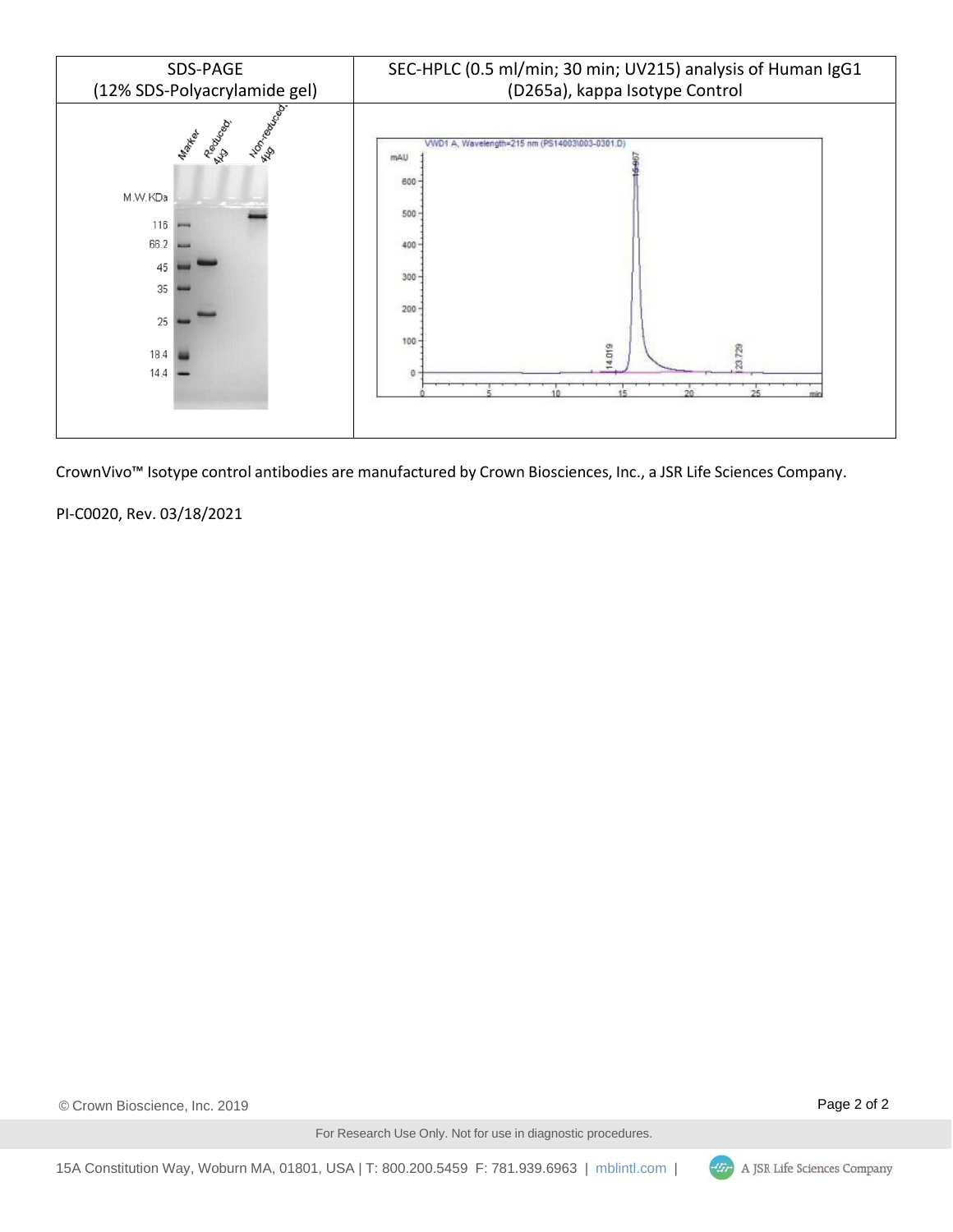| SDS-PAGE (12% SDS-Polyacrylamide gel) | SEC-HPLC (0.5 ml/min; 30 min; UV215) analysis of Human IgG1 (D265a), kappa Isotype Control |
|---|---|
| Marker<br>Reduced, 4µg<br>Non-reduced, 4µg<br>M.W.KDa<br>116<br>66.2<br>45<br>35<br>25<br>18.4<br>14.4 | VWD1 A, Wavelength=215 nm (PS14003\003-0301.D)<br>mAU<br>600<br>500<br>400<br>300<br>200<br>100<br>0<br>14.019<br>15.967<br>23.729<br>0<br>5<br>10<br>15<br>20<br>25<br>min |

CrownVivo™ Isotype control antibodies are manufactured by Crown Biosciences, Inc., a JSR Life Sciences Company.

PI-C0020, Rev. 03/18/2021

© Crown Bioscience, Inc. 2019

For Research Use Only. Not for use in diagnostic procedures.

15A Constitution Way, Woburn MA, 01801, USA | T: 800.200.5459 F: 781.939.6963 | mblintl.com | A JSR Life Sciences Company